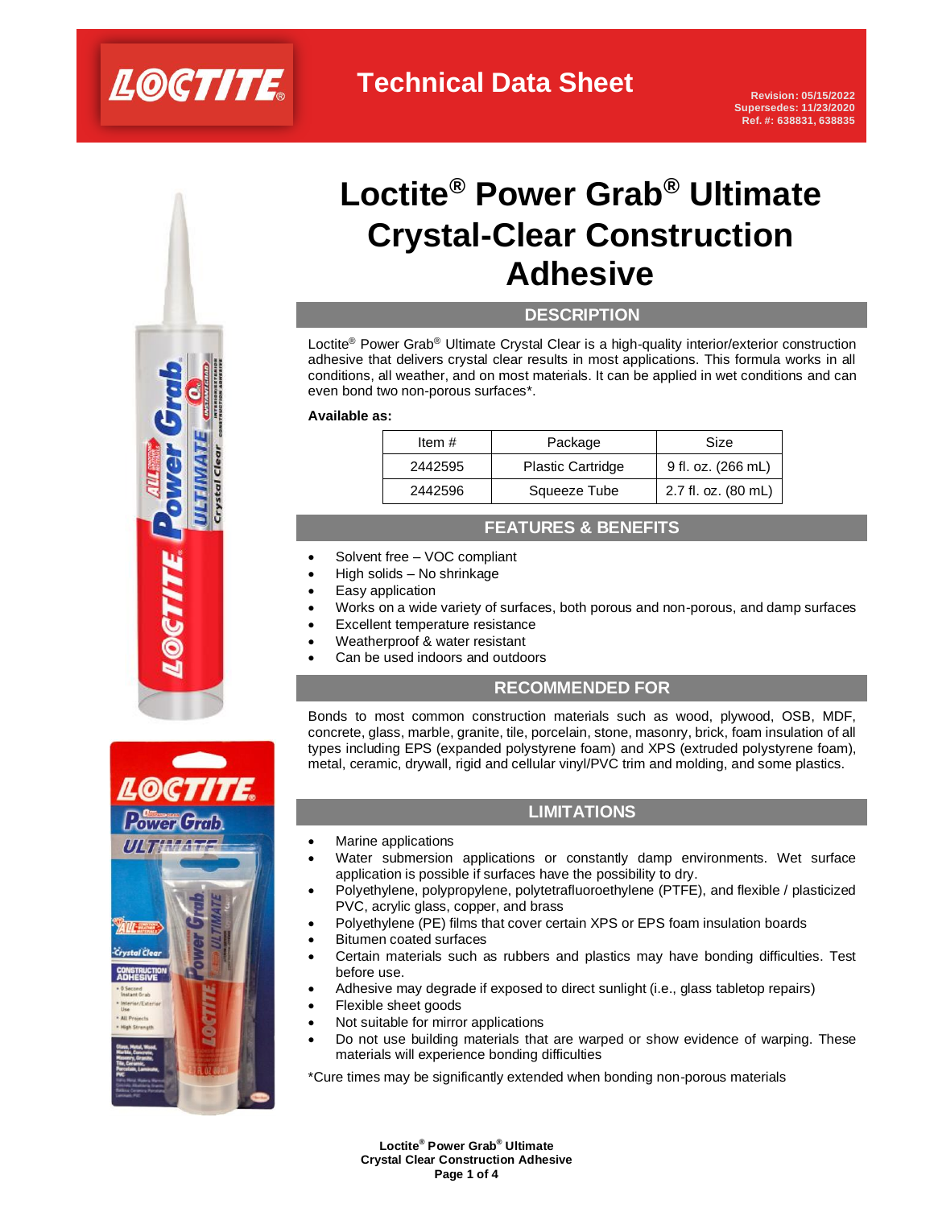Technical Data Sheet

Revision: 05/15/2022
Supersedes: 11/23/2020
Ref. #: 638831, 638835

# Loctite® Power Grab® Ultimate Crystal-Clear Construction Adhesive

## DESCRIPTION

Loctite® Power Grab® Ultimate Crystal Clear is a high-quality interior/exterior construction adhesive that delivers crystal clear results in most applications. This formula works in all conditions, all weather, and on most materials. It can be applied in wet conditions and can even bond two non-porous surfaces*.

**Available as:**

| Item # | Package | Size |
|---|---|---|
| 2442595 | Plastic Cartridge | 9 fl. oz. (266 mL) |
| 2442596 | Squeeze Tube | 2.7 fl. oz. (80 mL) |

## FEATURES & BENEFITS

- Solvent free – VOC compliant
- High solids – No shrinkage
- Easy application
- Works on a wide variety of surfaces, both porous and non-porous, and damp surfaces
- Excellent temperature resistance
- Weatherproof & water resistant
- Can be used indoors and outdoors

## RECOMMENDED FOR

Bonds to most common construction materials such as wood, plywood, OSB, MDF, concrete, glass, marble, granite, tile, porcelain, stone, masonry, brick, foam insulation of all types including EPS (expanded polystyrene foam) and XPS (extruded polystyrene foam), metal, ceramic, drywall, rigid and cellular vinyl/PVC trim and molding, and some plastics.

## LIMITATIONS

- Marine applications
- Water submersion applications or constantly damp environments. Wet surface application is possible if surfaces have the possibility to dry.
- Polyethylene, polypropylene, polytetrafluoroethylene (PTFE), and flexible / plasticized PVC, acrylic glass, copper, and brass
- Polyethylene (PE) films that cover certain XPS or EPS foam insulation boards
- Bitumen coated surfaces
- Certain materials such as rubbers and plastics may have bonding difficulties. Test before use.
- Adhesive may degrade if exposed to direct sunlight (i.e., glass tabletop repairs)
- Flexible sheet goods
- Not suitable for mirror applications
- Do not use building materials that are warped or show evidence of warping. These materials will experience bonding difficulties

*Cure times may be significantly extended when bonding non-porous materials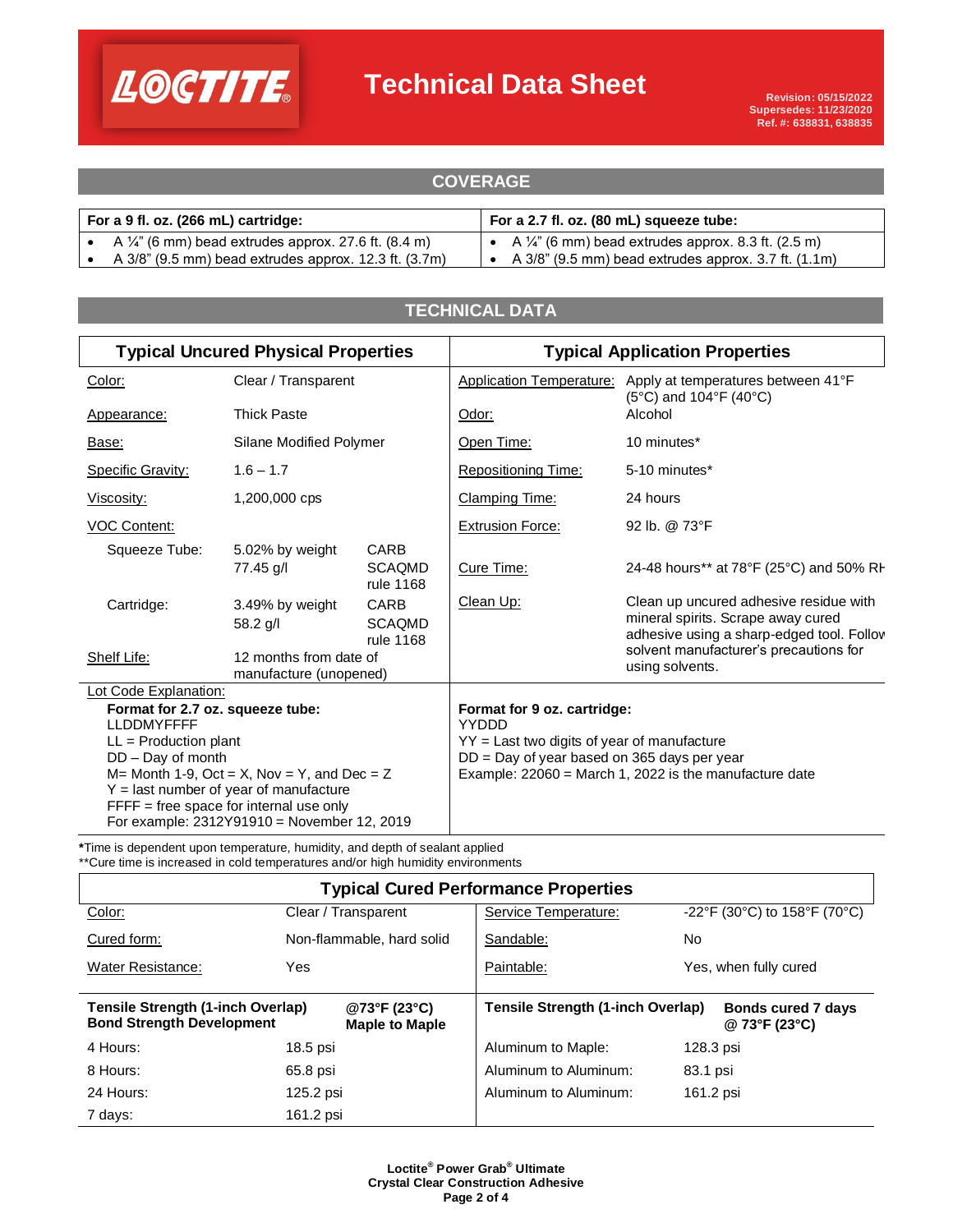## COVERAGE

| For a 9 fl. oz. (266 mL) cartridge: | For a 2.7 fl. oz. (80 mL) squeeze tube: |
|---|---|
| • A ¼" (6 mm) bead extrudes approx. 27.6 ft. (8.4 m)<br>• A 3/8" (9.5 mm) bead extrudes approx. 12.3 ft. (3.7m) | • A ¼" (6 mm) bead extrudes approx. 8.3 ft. (2.5 m)<br>• A 3/8" (9.5 mm) bead extrudes approx. 3.7 ft. (1.1m) |

## TECHNICAL DATA

### Typical Uncured Physical Properties

| Property | Value | |
|---|---|---|
| Color: | Clear / Transparent | |
| Appearance: | Thick Paste | |
| Base: | Silane Modified Polymer | |
| Specific Gravity: | 1.6 – 1.7 | |
| Viscosity: | 1,200,000 cps | |
| VOC Content: | | |
| Squeeze Tube: | 5.02% by weight<br>77.45 g/l | CARB<br>SCAQMD rule 1168 |
| Cartridge: | 3.49% by weight<br>58.2 g/l | CARB<br>SCAQMD rule 1168 |
| Shelf Life: | 12 months from date of manufacture (unopened) | |

### Typical Application Properties

| Property | Value |
|---|---|
| Application Temperature: | Apply at temperatures between 41°F (5°C) and 104°F (40°C) |
| Odor: | Alcohol |
| Open Time: | 10 minutes* |
| Repositioning Time: | 5-10 minutes* |
| Clamping Time: | 24 hours |
| Extrusion Force: | 92 lb. @ 73°F |
| Cure Time: | 24-48 hours** at 78°F (25°C) and 50% RH |
| Clean Up: | Clean up uncured adhesive residue with mineral spirits. Scrape away cured adhesive using a sharp-edged tool. Follow solvent manufacturer's precautions for using solvents. |

**Lot Code Explanation:**

**Format for 2.7 oz. squeeze tube:**
LLDDMYFFFF
LL = Production plant
DD – Day of month
M= Month 1-9, Oct = X, Nov = Y, and Dec = Z
Y = last number of year of manufacture
FFFF = free space for internal use only
For example: 2312Y91910 = November 12, 2019

**Format for 9 oz. cartridge:**
YYDDD
YY = Last two digits of year of manufacture
DD = Day of year based on 365 days per year
Example: 22060 = March 1, 2022 is the manufacture date

*Time is dependent upon temperature, humidity, and depth of sealant applied
**Cure time is increased in cold temperatures and/or high humidity environments

### Typical Cured Performance Properties

| Property | Value | Property | Value |
|---|---|---|---|
| Color: | Clear / Transparent | Service Temperature: | -22°F (30°C) to 158°F (70°C) |
| Cured form: | Non-flammable, hard solid | Sandable: | No |
| Water Resistance: | Yes | Paintable: | Yes, when fully cured |

| Tensile Strength (1-inch Overlap) Bond Strength Development | @73°F (23°C) Maple to Maple | Tensile Strength (1-inch Overlap) | Bonds cured 7 days @ 73°F (23°C) |
|---|---|---|---|
| 4 Hours: | 18.5 psi | Aluminum to Maple: | 128.3 psi |
| 8 Hours: | 65.8 psi | Aluminum to Aluminum: | 83.1 psi |
| 24 Hours: | 125.2 psi | Aluminum to Aluminum: | 161.2 psi |
| 7 days: | 161.2 psi | | |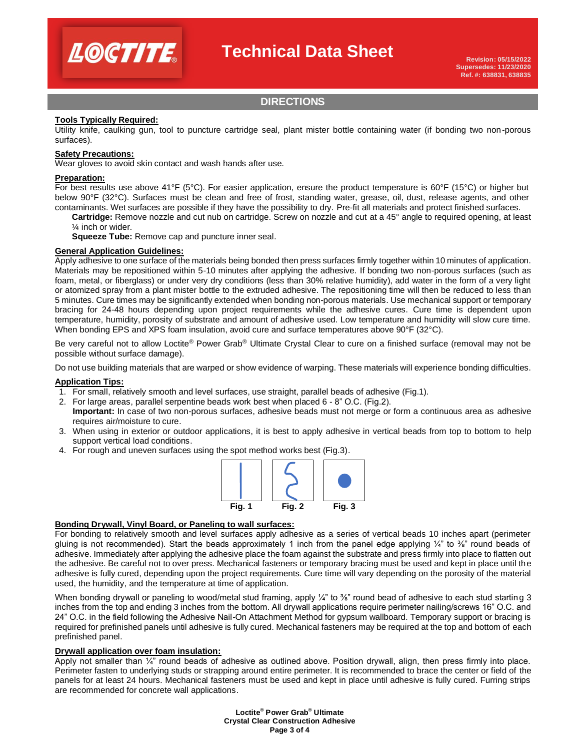## DIRECTIONS

**Tools Typically Required:**
Utility knife, caulking gun, tool to puncture cartridge seal, plant mister bottle containing water (if bonding two non-porous surfaces).

**Safety Precautions:**
Wear gloves to avoid skin contact and wash hands after use.

**Preparation:**
For best results use above 41°F (5°C). For easier application, ensure the product temperature is 60°F (15°C) or higher but below 90°F (32°C). Surfaces must be clean and free of frost, standing water, grease, oil, dust, release agents, and other contaminants. Wet surfaces are possible if they have the possibility to dry. Pre-fit all materials and protect finished surfaces.

**Cartridge:** Remove nozzle and cut nub on cartridge. Screw on nozzle and cut at a 45° angle to required opening, at least ¼ inch or wider.

**Squeeze Tube:** Remove cap and puncture inner seal.

**General Application Guidelines:**
Apply adhesive to one surface of the materials being bonded then press surfaces firmly together within 10 minutes of application. Materials may be repositioned within 5-10 minutes after applying the adhesive. If bonding two non-porous surfaces (such as foam, metal, or fiberglass) or under very dry conditions (less than 30% relative humidity), add water in the form of a very light or atomized spray from a plant mister bottle to the extruded adhesive. The repositioning time will then be reduced to less than 5 minutes. Cure times may be significantly extended when bonding non-porous materials. Use mechanical support or temporary bracing for 24-48 hours depending upon project requirements while the adhesive cures. Cure time is dependent upon temperature, humidity, porosity of substrate and amount of adhesive used. Low temperature and humidity will slow cure time. When bonding EPS and XPS foam insulation, avoid cure and surface temperatures above 90°F (32°C).

Be very careful not to allow Loctite® Power Grab® Ultimate Crystal Clear to cure on a finished surface (removal may not be possible without surface damage).

Do not use building materials that are warped or show evidence of warping. These materials will experience bonding difficulties.

**Application Tips:**

1. For small, relatively smooth and level surfaces, use straight, parallel beads of adhesive (Fig.1).
2. For large areas, parallel serpentine beads work best when placed 6 - 8" O.C. (Fig.2).
   **Important:** In case of two non-porous surfaces, adhesive beads must not merge or form a continuous area as adhesive requires air/moisture to cure.
3. When using in exterior or outdoor applications, it is best to apply adhesive in vertical beads from top to bottom to help support vertical load conditions.
4. For rough and uneven surfaces using the spot method works best (Fig.3).

**Fig. 1** **Fig. 2** **Fig. 3**

**Bonding Drywall, Vinyl Board, or Paneling to wall surfaces:**
For bonding to relatively smooth and level surfaces apply adhesive as a series of vertical beads 10 inches apart (perimeter gluing is not recommended). Start the beads approximately 1 inch from the panel edge applying ¼" to ⅜" round beads of adhesive. Immediately after applying the adhesive place the foam against the substrate and press firmly into place to flatten out the adhesive. Be careful not to over press. Mechanical fasteners or temporary bracing must be used and kept in place until the adhesive is fully cured, depending upon the project requirements. Cure time will vary depending on the porosity of the material used, the humidity, and the temperature at time of application.

When bonding drywall or paneling to wood/metal stud framing, apply ¼" to ⅜" round bead of adhesive to each stud starting 3 inches from the top and ending 3 inches from the bottom. All drywall applications require perimeter nailing/screws 16" O.C. and 24" O.C. in the field following the Adhesive Nail-On Attachment Method for gypsum wallboard. Temporary support or bracing is required for prefinished panels until adhesive is fully cured. Mechanical fasteners may be required at the top and bottom of each prefinished panel.

**Drywall application over foam insulation:**
Apply not smaller than ¼" round beads of adhesive as outlined above. Position drywall, align, then press firmly into place. Perimeter fasten to underlying studs or strapping around entire perimeter. It is recommended to brace the center or field of the panels for at least 24 hours. Mechanical fasteners must be used and kept in place until adhesive is fully cured. Furring strips are recommended for concrete wall applications.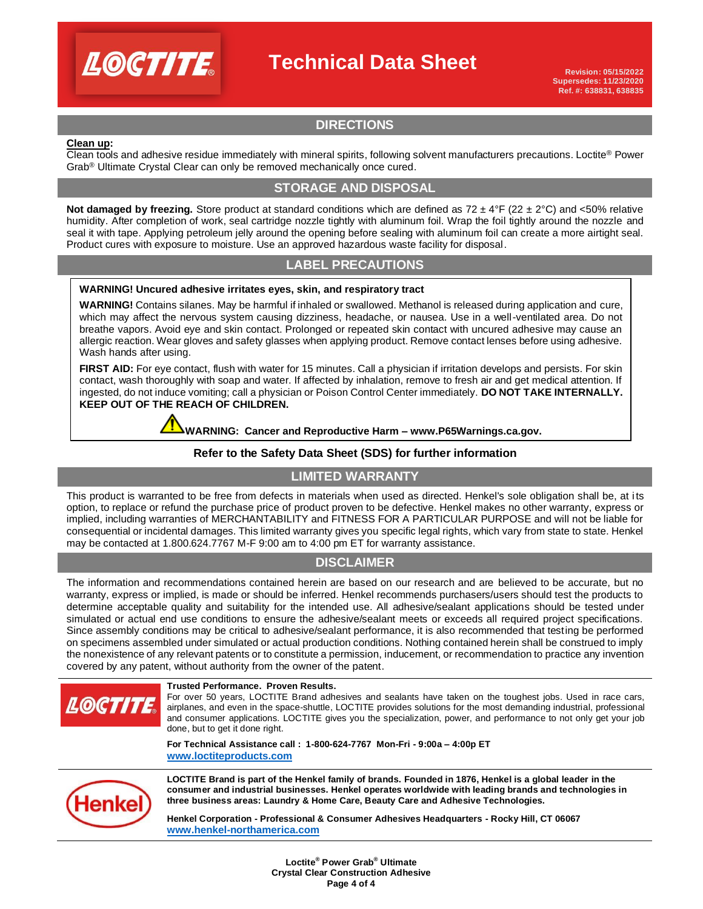# Technical Data Sheet

Revision: 05/15/2022
Supersedes: 11/23/2020
Ref. #: 638831, 638835

## DIRECTIONS

**Clean up:**
Clean tools and adhesive residue immediately with mineral spirits, following solvent manufacturers precautions. Loctite® Power Grab® Ultimate Crystal Clear can only be removed mechanically once cured.

## STORAGE AND DISPOSAL

**Not damaged by freezing.** Store product at standard conditions which are defined as 72 ± 4°F (22 ± 2°C) and <50% relative humidity. After completion of work, seal cartridge nozzle tightly with aluminum foil. Wrap the foil tightly around the nozzle and seal it with tape. Applying petroleum jelly around the opening before sealing with aluminum foil can create a more airtight seal. Product cures with exposure to moisture. Use an approved hazardous waste facility for disposal.

## LABEL PRECAUTIONS

**WARNING! Uncured adhesive irritates eyes, skin, and respiratory tract**

**WARNING!** Contains silanes. May be harmful if inhaled or swallowed. Methanol is released during application and cure, which may affect the nervous system causing dizziness, headache, or nausea. Use in a well-ventilated area. Do not breathe vapors. Avoid eye and skin contact. Prolonged or repeated skin contact with uncured adhesive may cause an allergic reaction. Wear gloves and safety glasses when applying product. Remove contact lenses before using adhesive. Wash hands after using.

**FIRST AID:** For eye contact, flush with water for 15 minutes. Call a physician if irritation develops and persists. For skin contact, wash thoroughly with soap and water. If affected by inhalation, remove to fresh air and get medical attention. If ingested, do not induce vomiting; call a physician or Poison Control Center immediately. **DO NOT TAKE INTERNALLY. KEEP OUT OF THE REACH OF CHILDREN.**

**WARNING: Cancer and Reproductive Harm – www.P65Warnings.ca.gov.**

**Refer to the Safety Data Sheet (SDS) for further information**

## LIMITED WARRANTY

This product is warranted to be free from defects in materials when used as directed. Henkel's sole obligation shall be, at its option, to replace or refund the purchase price of product proven to be defective. Henkel makes no other warranty, express or implied, including warranties of MERCHANTABILITY and FITNESS FOR A PARTICULAR PURPOSE and will not be liable for consequential or incidental damages. This limited warranty gives you specific legal rights, which vary from state to state. Henkel may be contacted at 1.800.624.7767 M-F 9:00 am to 4:00 pm ET for warranty assistance.

## DISCLAIMER

The information and recommendations contained herein are based on our research and are believed to be accurate, but no warranty, express or implied, is made or should be inferred. Henkel recommends purchasers/users should test the products to determine acceptable quality and suitability for the intended use. All adhesive/sealant applications should be tested under simulated or actual end use conditions to ensure the adhesive/sealant meets or exceeds all required project specifications. Since assembly conditions may be critical to adhesive/sealant performance, it is also recommended that testing be performed on specimens assembled under simulated or actual production conditions. Nothing contained herein shall be construed to imply the nonexistence of any relevant patents or to constitute a permission, inducement, or recommendation to practice any invention covered by any patent, without authority from the owner of the patent.

**Trusted Performance. Proven Results.**
For over 50 years, LOCTITE Brand adhesives and sealants have taken on the toughest jobs. Used in race cars, airplanes, and even in the space-shuttle, LOCTITE provides solutions for the most demanding industrial, professional and consumer applications. LOCTITE gives you the specialization, power, and performance to not only get your job done, but to get it done right.

**For Technical Assistance call : 1-800-624-7767 Mon-Fri - 9:00a – 4:00p ET**
www.loctiteproducts.com

**LOCTITE Brand is part of the Henkel family of brands. Founded in 1876, Henkel is a global leader in the consumer and industrial businesses. Henkel operates worldwide with leading brands and technologies in three business areas: Laundry & Home Care, Beauty Care and Adhesive Technologies.**

**Henkel Corporation - Professional & Consumer Adhesives Headquarters - Rocky Hill, CT 06067**
www.henkel-northamerica.com

**Loctite® Power Grab® Ultimate Crystal Clear Construction Adhesive**